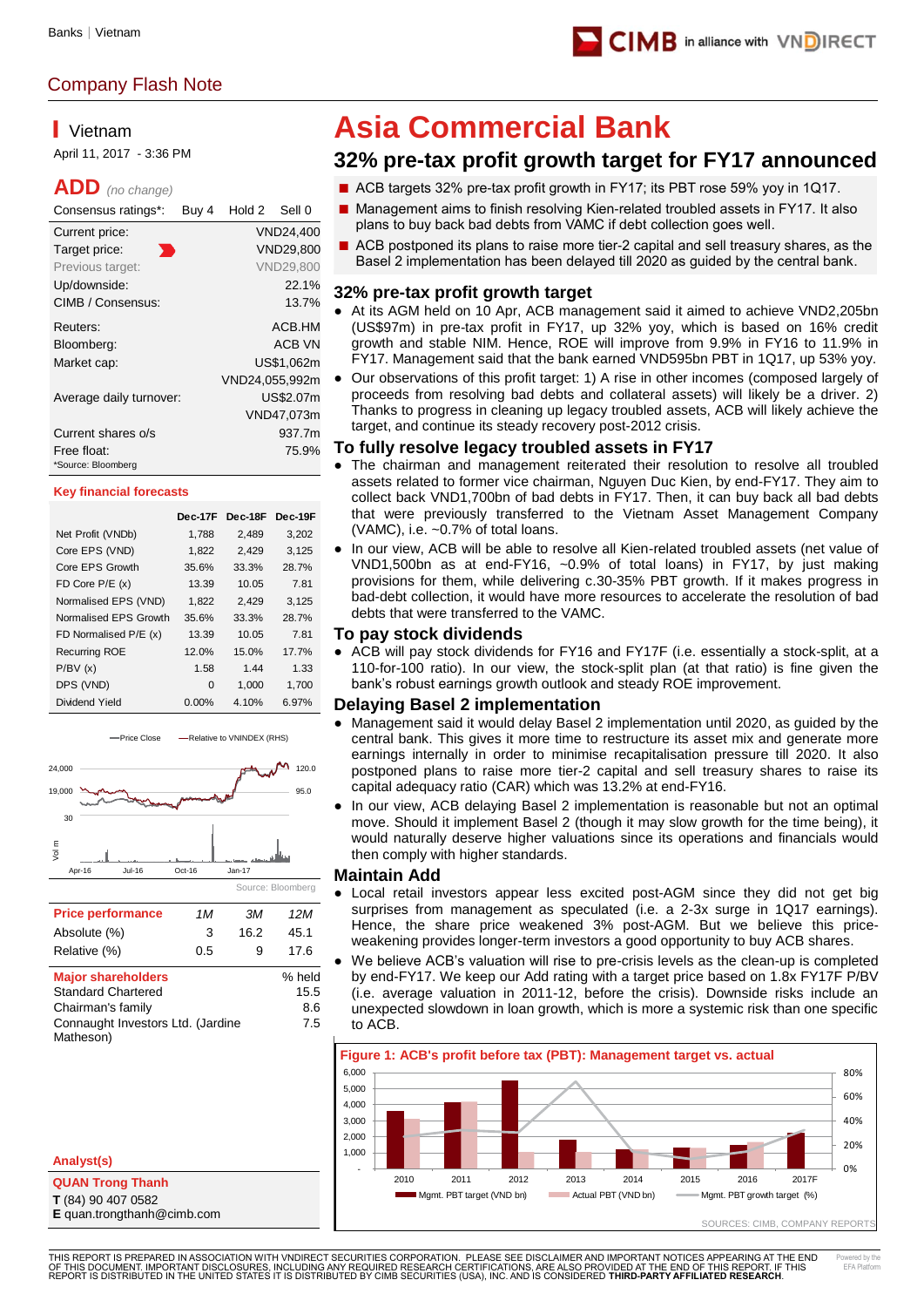Banks | Vietnam

Company Flash Note

## Vietnam

April 11, 2017 - 3:36 PM

**ADD** *(no change)*

| Consensus ratings*: | Buy 4 | Hold 2 | Sell 0 |
|---|---|---|---|

| | |
|---|---|
| Current price: | VND24,400 |
| Target price: | VND29,800 |
| Previous target: | VND29,800 |
| Up/downside: | 22.1% |
| CIMB / Consensus: | 13.7% |
| Reuters: | ACB.HM |
| Bloomberg: | ACB VN |
| Market cap: | US$1,062m |
| | VND24,055,992m |
| Average daily turnover: | US$2.07m |
| | VND47,073m |
| Current shares o/s | 937.7m |
| Free float: | 75.9% |

*Source: Bloomberg

**Key financial forecasts**

| | Dec-17F | Dec-18F | Dec-19F |
|---|---|---|---|
| Net Profit (VNDb) | 1,788 | 2,489 | 3,202 |
| Core EPS (VND) | 1,822 | 2,429 | 3,125 |
| Core EPS Growth | 35.6% | 33.3% | 28.7% |
| FD Core P/E (x) | 13.39 | 10.05 | 7.81 |
| Normalised EPS (VND) | 1,822 | 2,429 | 3,125 |
| Normalised EPS Growth | 35.6% | 33.3% | 28.7% |
| FD Normalised P/E (x) | 13.39 | 10.05 | 7.81 |
| Recurring ROE | 12.0% | 15.0% | 17.7% |
| P/BV (x) | 1.58 | 1.44 | 1.33 |
| DPS (VND) | 0 | 1,000 | 1,700 |
| Dividend Yield | 0.00% | 4.10% | 6.97% |

Source: Bloomberg

| Price performance | 1M | 3M | 12M |
|---|---|---|---|
| Absolute (%) | 3 | 16.2 | 45.1 |
| Relative (%) | 0.5 | 9 | 17.6 |

| Major shareholders | % held |
|---|---|
| Standard Chartered | 15.5 |
| Chairman's family | 8.6 |
| Connaught Investors Ltd. (Jardine Matheson) | 7.5 |

**Analyst(s)**

**QUAN Trong Thanh**
**T** (84) 90 407 0582
**E** quan.trongthanh@cimb.com

# Asia Commercial Bank

## 32% pre-tax profit growth target for FY17 announced

- ACB targets 32% pre-tax profit growth in FY17; its PBT rose 59% yoy in 1Q17.
- Management aims to finish resolving Kien-related troubled assets in FY17. It also plans to buy back bad debts from VAMC if debt collection goes well.
- ACB postponed its plans to raise more tier-2 capital and sell treasury shares, as the Basel 2 implementation has been delayed till 2020 as guided by the central bank.

### 32% pre-tax profit growth target

- At its AGM held on 10 Apr, ACB management said it aimed to achieve VND2,205bn (US$97m) in pre-tax profit in FY17, up 32% yoy, which is based on 16% credit growth and stable NIM. Hence, ROE will improve from 9.9% in FY16 to 11.9% in FY17. Management said that the bank earned VND595bn PBT in 1Q17, up 53% yoy.
- Our observations of this profit target: 1) A rise in other incomes (composed largely of proceeds from resolving bad debts and collateral assets) will likely be a driver. 2) Thanks to progress in cleaning up legacy troubled assets, ACB will likely achieve the target, and continue its steady recovery post-2012 crisis.

### To fully resolve legacy troubled assets in FY17

- The chairman and management reiterated their resolution to resolve all troubled assets related to former vice chairman, Nguyen Duc Kien, by end-FY17. They aim to collect back VND1,700bn of bad debts in FY17. Then, it can buy back all bad debts that were previously transferred to the Vietnam Asset Management Company (VAMC), i.e. ~0.7% of total loans.
- In our view, ACB will be able to resolve all Kien-related troubled assets (net value of VND1,500bn as at end-FY16, ~0.9% of total loans) in FY17, by just making provisions for them, while delivering c.30-35% PBT growth. If it makes progress in bad-debt collection, it would have more resources to accelerate the resolution of bad debts that were transferred to the VAMC.

### To pay stock dividends

- ACB will pay stock dividends for FY16 and FY17F (i.e. essentially a stock-split, at a 110-for-100 ratio). In our view, the stock-split plan (at that ratio) is fine given the bank's robust earnings growth outlook and steady ROE improvement.

### Delaying Basel 2 implementation

- Management said it would delay Basel 2 implementation until 2020, as guided by the central bank. This gives it more time to restructure its asset mix and generate more earnings internally in order to minimise recapitalisation pressure till 2020. It also postponed plans to raise more tier-2 capital and sell treasury shares to raise its capital adequacy ratio (CAR) which was 13.2% at end-FY16.
- In our view, ACB delaying Basel 2 implementation is reasonable but not an optimal move. Should it implement Basel 2 (though it may slow growth for the time being), it would naturally deserve higher valuations since its operations and financials would then comply with higher standards.

### Maintain Add

- Local retail investors appear less excited post-AGM since they did not get big surprises from management as speculated (i.e. a 2-3x surge in 1Q17 earnings). Hence, the share price weakened 3% post-AGM. But we believe this price-weakening provides longer-term investors a good opportunity to buy ACB shares.
- We believe ACB's valuation will rise to pre-crisis levels as the clean-up is completed by end-FY17. We keep our Add rating with a target price based on 1.8x FY17F P/BV (i.e. average valuation in 2011-12, before the crisis). Downside risks include an unexpected slowdown in loan growth, which is more a systemic risk than one specific to ACB.

**Figure 1: ACB's profit before tax (PBT): Management target vs. actual**

SOURCES: CIMB, COMPANY REPORTS

THIS REPORT IS PREPARED IN ASSOCIATION WITH VNDIRECT SECURITIES CORPORATION. PLEASE SEE DISCLAIMER AND IMPORTANT NOTICES APPEARING AT THE END OF THIS DOCUMENT. IMPORTANT DISCLOSURES, INCLUDING ANY REQUIRED RESEARCH CERTIFICATIONS, ARE ALSO PROVIDED AT THE END OF THIS REPORT. IF THIS REPORT IS DISTRIBUTED IN THE UNITED STATES IT IS DISTRIBUTED BY CIMB SECURITIES (USA), INC. AND IS CONSIDERED **THIRD-PARTY AFFILIATED RESEARCH**.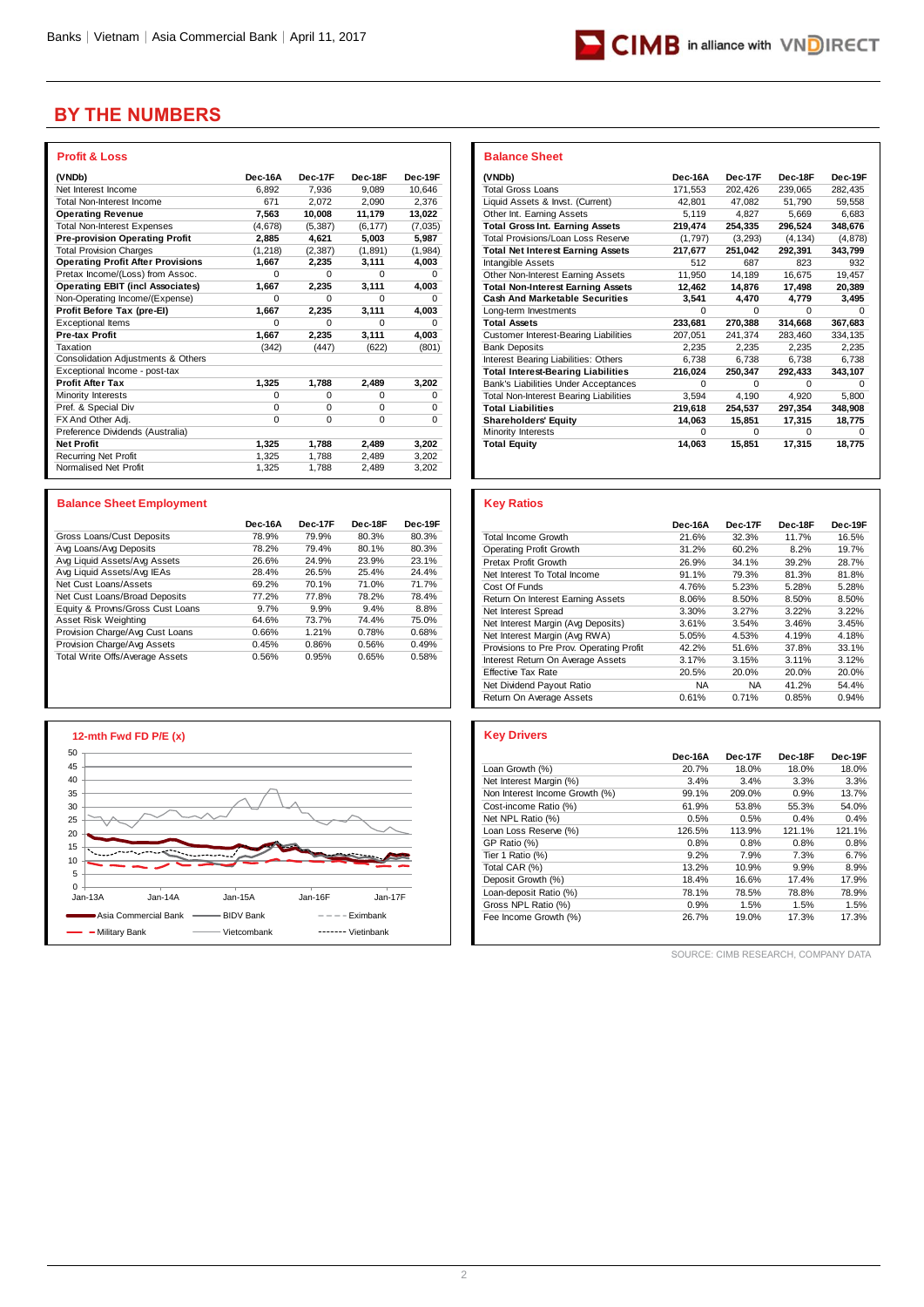# BY THE NUMBERS

### Profit & Loss

| (VNDb) | Dec-16A | Dec-17F | Dec-18F | Dec-19F |
|---|---|---|---|---|
| Net Interest Income | 6,892 | 7,936 | 9,089 | 10,646 |
| Total Non-Interest Income | 671 | 2,072 | 2,090 | 2,376 |
| **Operating Revenue** | **7,563** | **10,008** | **11,179** | **13,022** |
| Total Non-Interest Expenses | (4,678) | (5,387) | (6,177) | (7,035) |
| **Pre-provision Operating Profit** | **2,885** | **4,621** | **5,003** | **5,987** |
| Total Provision Charges | (1,218) | (2,387) | (1,891) | (1,984) |
| **Operating Profit After Provisions** | **1,667** | **2,235** | **3,111** | **4,003** |
| Pretax Income/(Loss) from Assoc. | 0 | 0 | 0 | 0 |
| **Operating EBIT (incl Associates)** | **1,667** | **2,235** | **3,111** | **4,003** |
| Non-Operating Income/(Expense) | 0 | 0 | 0 | 0 |
| **Profit Before Tax (pre-EI)** | **1,667** | **2,235** | **3,111** | **4,003** |
| Exceptional Items | 0 | 0 | 0 | 0 |
| **Pre-tax Profit** | **1,667** | **2,235** | **3,111** | **4,003** |
| Taxation | (342) | (447) | (622) | (801) |
| Consolidation Adjustments & Others | | | | |
| Exceptional Income - post-tax | | | | |
| **Profit After Tax** | **1,325** | **1,788** | **2,489** | **3,202** |
| Minority Interests | 0 | 0 | 0 | 0 |
| Pref. & Special Div | 0 | 0 | 0 | 0 |
| FX And Other Adj. | 0 | 0 | 0 | 0 |
| Preference Dividends (Australia) | | | | |
| **Net Profit** | **1,325** | **1,788** | **2,489** | **3,202** |
| Recurring Net Profit | 1,325 | 1,788 | 2,489 | 3,202 |
| Normalised Net Profit | 1,325 | 1,788 | 2,489 | 3,202 |

### Balance Sheet

| (VNDb) | Dec-16A | Dec-17F | Dec-18F | Dec-19F |
|---|---|---|---|---|
| Total Gross Loans | 171,553 | 202,426 | 239,065 | 282,435 |
| Liquid Assets & Invst. (Current) | 42,801 | 47,082 | 51,790 | 59,558 |
| Other Int. Earning Assets | 5,119 | 4,827 | 5,669 | 6,683 |
| **Total Gross Int. Earning Assets** | **219,474** | **254,335** | **296,524** | **348,676** |
| Total Provisions/Loan Loss Reserve | (1,797) | (3,293) | (4,134) | (4,878) |
| **Total Net Interest Earning Assets** | **217,677** | **251,042** | **292,391** | **343,799** |
| Intangible Assets | 512 | 687 | 823 | 932 |
| Other Non-Interest Earning Assets | 11,950 | 14,189 | 16,675 | 19,457 |
| **Total Non-Interest Earning Assets** | **12,462** | **14,876** | **17,498** | **20,389** |
| **Cash And Marketable Securities** | **3,541** | **4,470** | **4,779** | **3,495** |
| Long-term Investments | 0 | 0 | 0 | 0 |
| **Total Assets** | **233,681** | **270,388** | **314,668** | **367,683** |
| Customer Interest-Bearing Liabilities | 207,051 | 241,374 | 283,460 | 334,135 |
| Bank Deposits | 2,235 | 2,235 | 2,235 | 2,235 |
| Interest Bearing Liabilities: Others | 6,738 | 6,738 | 6,738 | 6,738 |
| **Total Interest-Bearing Liabilities** | **216,024** | **250,347** | **292,433** | **343,107** |
| Bank's Liabilities Under Acceptances | 0 | 0 | 0 | 0 |
| Total Non-Interest Bearing Liabilities | 3,594 | 4,190 | 4,920 | 5,800 |
| **Total Liabilities** | **219,618** | **254,537** | **297,354** | **348,908** |
| **Shareholders' Equity** | **14,063** | **15,851** | **17,315** | **18,775** |
| Minority Interests | 0 | 0 | 0 | 0 |
| **Total Equity** | **14,063** | **15,851** | **17,315** | **18,775** |

### Balance Sheet Employment

| | Dec-16A | Dec-17F | Dec-18F | Dec-19F |
|---|---|---|---|---|
| Gross Loans/Cust Deposits | 78.9% | 79.9% | 80.3% | 80.3% |
| Avg Loans/Avg Deposits | 78.2% | 79.4% | 80.1% | 80.3% |
| Avg Liquid Assets/Avg Assets | 26.6% | 24.9% | 23.9% | 23.1% |
| Avg Liquid Assets/Avg IEAs | 28.4% | 26.5% | 25.4% | 24.4% |
| Net Cust Loans/Assets | 69.2% | 70.1% | 71.0% | 71.7% |
| Net Cust Loans/Broad Deposits | 77.2% | 77.8% | 78.2% | 78.4% |
| Equity & Provns/Gross Cust Loans | 9.7% | 9.9% | 9.4% | 8.8% |
| Asset Risk Weighting | 64.6% | 73.7% | 74.4% | 75.0% |
| Provision Charge/Avg Cust Loans | 0.66% | 1.21% | 0.78% | 0.68% |
| Provision Charge/Avg Assets | 0.45% | 0.86% | 0.56% | 0.49% |
| Total Write Offs/Average Assets | 0.56% | 0.95% | 0.65% | 0.58% |

### Key Ratios

| | Dec-16A | Dec-17F | Dec-18F | Dec-19F |
|---|---|---|---|---|
| Total Income Growth | 21.6% | 32.3% | 11.7% | 16.5% |
| Operating Profit Growth | 31.2% | 60.2% | 8.2% | 19.7% |
| Pretax Profit Growth | 26.9% | 34.1% | 39.2% | 28.7% |
| Net Interest To Total Income | 91.1% | 79.3% | 81.3% | 81.8% |
| Cost Of Funds | 4.76% | 5.23% | 5.28% | 5.28% |
| Return On Interest Earning Assets | 8.06% | 8.50% | 8.50% | 8.50% |
| Net Interest Spread | 3.30% | 3.27% | 3.22% | 3.22% |
| Net Interest Margin (Avg Deposits) | 3.61% | 3.54% | 3.46% | 3.45% |
| Net Interest Margin (Avg RWA) | 5.05% | 4.53% | 4.19% | 4.18% |
| Provisions to Pre Prov. Operating Profit | 42.2% | 51.6% | 37.8% | 33.1% |
| Interest Return On Average Assets | 3.17% | 3.15% | 3.11% | 3.12% |
| Effective Tax Rate | 20.5% | 20.0% | 20.0% | 20.0% |
| Net Dividend Payout Ratio | NA | NA | 41.2% | 54.4% |
| Return On Average Assets | 0.61% | 0.71% | 0.85% | 0.94% |

### 12-mth Fwd FD P/E (x)

Legend: Asia Commercial Bank, BIDV Bank, Eximbank, Military Bank, Vietcombank, Vietinbank

### Key Drivers

| | Dec-16A | Dec-17F | Dec-18F | Dec-19F |
|---|---|---|---|---|
| Loan Growth (%) | 20.7% | 18.0% | 18.0% | 18.0% |
| Net Interest Margin (%) | 3.4% | 3.4% | 3.3% | 3.3% |
| Non Interest Income Growth (%) | 99.1% | 209.0% | 0.9% | 13.7% |
| Cost-income Ratio (%) | 61.9% | 53.8% | 55.3% | 54.0% |
| Net NPL Ratio (%) | 0.5% | 0.5% | 0.4% | 0.4% |
| Loan Loss Reserve (%) | 126.5% | 113.9% | 121.1% | 121.1% |
| GP Ratio (%) | 0.8% | 0.8% | 0.8% | 0.8% |
| Tier 1 Ratio (%) | 9.2% | 7.9% | 7.3% | 6.7% |
| Total CAR (%) | 13.2% | 10.9% | 9.9% | 8.9% |
| Deposit Growth (%) | 18.4% | 16.6% | 17.4% | 17.9% |
| Loan-deposit Ratio (%) | 78.1% | 78.5% | 78.8% | 78.9% |
| Gross NPL Ratio (%) | 0.9% | 1.5% | 1.5% | 1.5% |
| Fee Income Growth (%) | 26.7% | 19.0% | 17.3% | 17.3% |

SOURCE: CIMB RESEARCH, COMPANY DATA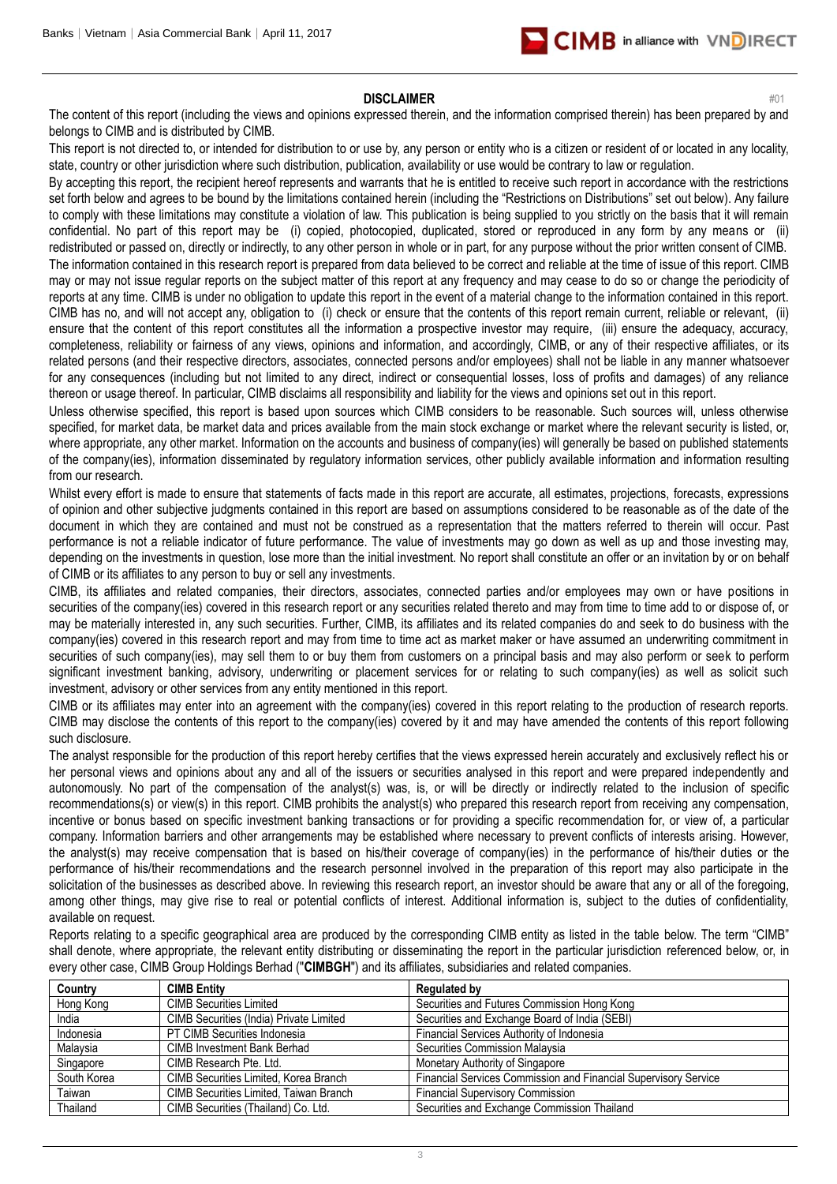## DISCLAIMER

#01

The content of this report (including the views and opinions expressed therein, and the information comprised therein) has been prepared by and belongs to CIMB and is distributed by CIMB.

This report is not directed to, or intended for distribution to or use by, any person or entity who is a citizen or resident of or located in any locality, state, country or other jurisdiction where such distribution, publication, availability or use would be contrary to law or regulation.

By accepting this report, the recipient hereof represents and warrants that he is entitled to receive such report in accordance with the restrictions set forth below and agrees to be bound by the limitations contained herein (including the "Restrictions on Distributions" set out below). Any failure to comply with these limitations may constitute a violation of law. This publication is being supplied to you strictly on the basis that it will remain confidential. No part of this report may be (i) copied, photocopied, duplicated, stored or reproduced in any form by any means or (ii) redistributed or passed on, directly or indirectly, to any other person in whole or in part, for any purpose without the prior written consent of CIMB.

The information contained in this research report is prepared from data believed to be correct and reliable at the time of issue of this report. CIMB may or may not issue regular reports on the subject matter of this report at any frequency and may cease to do so or change the periodicity of reports at any time. CIMB is under no obligation to update this report in the event of a material change to the information contained in this report. CIMB has no, and will not accept any, obligation to (i) check or ensure that the contents of this report remain current, reliable or relevant, (ii) ensure that the content of this report constitutes all the information a prospective investor may require, (iii) ensure the adequacy, accuracy, completeness, reliability or fairness of any views, opinions and information, and accordingly, CIMB, or any of their respective affiliates, or its related persons (and their respective directors, associates, connected persons and/or employees) shall not be liable in any manner whatsoever for any consequences (including but not limited to any direct, indirect or consequential losses, loss of profits and damages) of any reliance thereon or usage thereof. In particular, CIMB disclaims all responsibility and liability for the views and opinions set out in this report.

Unless otherwise specified, this report is based upon sources which CIMB considers to be reasonable. Such sources will, unless otherwise specified, for market data, be market data and prices available from the main stock exchange or market where the relevant security is listed, or, where appropriate, any other market. Information on the accounts and business of company(ies) will generally be based on published statements of the company(ies), information disseminated by regulatory information services, other publicly available information and information resulting from our research.

Whilst every effort is made to ensure that statements of facts made in this report are accurate, all estimates, projections, forecasts, expressions of opinion and other subjective judgments contained in this report are based on assumptions considered to be reasonable as of the date of the document in which they are contained and must not be construed as a representation that the matters referred to therein will occur. Past performance is not a reliable indicator of future performance. The value of investments may go down as well as up and those investing may, depending on the investments in question, lose more than the initial investment. No report shall constitute an offer or an invitation by or on behalf of CIMB or its affiliates to any person to buy or sell any investments.

CIMB, its affiliates and related companies, their directors, associates, connected parties and/or employees may own or have positions in securities of the company(ies) covered in this research report or any securities related thereto and may from time to time add to or dispose of, or may be materially interested in, any such securities. Further, CIMB, its affiliates and its related companies do and seek to do business with the company(ies) covered in this research report and may from time to time act as market maker or have assumed an underwriting commitment in securities of such company(ies), may sell them to or buy them from customers on a principal basis and may also perform or seek to perform significant investment banking, advisory, underwriting or placement services for or relating to such company(ies) as well as solicit such investment, advisory or other services from any entity mentioned in this report.

CIMB or its affiliates may enter into an agreement with the company(ies) covered in this report relating to the production of research reports. CIMB may disclose the contents of this report to the company(ies) covered by it and may have amended the contents of this report following such disclosure.

The analyst responsible for the production of this report hereby certifies that the views expressed herein accurately and exclusively reflect his or her personal views and opinions about any and all of the issuers or securities analysed in this report and were prepared independently and autonomously. No part of the compensation of the analyst(s) was, is, or will be directly or indirectly related to the inclusion of specific recommendations(s) or view(s) in this report. CIMB prohibits the analyst(s) who prepared this research report from receiving any compensation, incentive or bonus based on specific investment banking transactions or for providing a specific recommendation for, or view of, a particular company. Information barriers and other arrangements may be established where necessary to prevent conflicts of interests arising. However, the analyst(s) may receive compensation that is based on his/their coverage of company(ies) in the performance of his/their duties or the performance of his/their recommendations and the research personnel involved in the preparation of this report may also participate in the solicitation of the businesses as described above. In reviewing this research report, an investor should be aware that any or all of the foregoing, among other things, may give rise to real or potential conflicts of interest. Additional information is, subject to the duties of confidentiality, available on request.

Reports relating to a specific geographical area are produced by the corresponding CIMB entity as listed in the table below. The term "CIMB" shall denote, where appropriate, the relevant entity distributing or disseminating the report in the particular jurisdiction referenced below, or, in every other case, CIMB Group Holdings Berhad ("**CIMBGH**") and its affiliates, subsidiaries and related companies.

| Country | CIMB Entity | Regulated by |
|---|---|---|
| Hong Kong | CIMB Securities Limited | Securities and Futures Commission Hong Kong |
| India | CIMB Securities (India) Private Limited | Securities and Exchange Board of India (SEBI) |
| Indonesia | PT CIMB Securities Indonesia | Financial Services Authority of Indonesia |
| Malaysia | CIMB Investment Bank Berhad | Securities Commission Malaysia |
| Singapore | CIMB Research Pte. Ltd. | Monetary Authority of Singapore |
| South Korea | CIMB Securities Limited, Korea Branch | Financial Services Commission and Financial Supervisory Service |
| Taiwan | CIMB Securities Limited, Taiwan Branch | Financial Supervisory Commission |
| Thailand | CIMB Securities (Thailand) Co. Ltd. | Securities and Exchange Commission Thailand |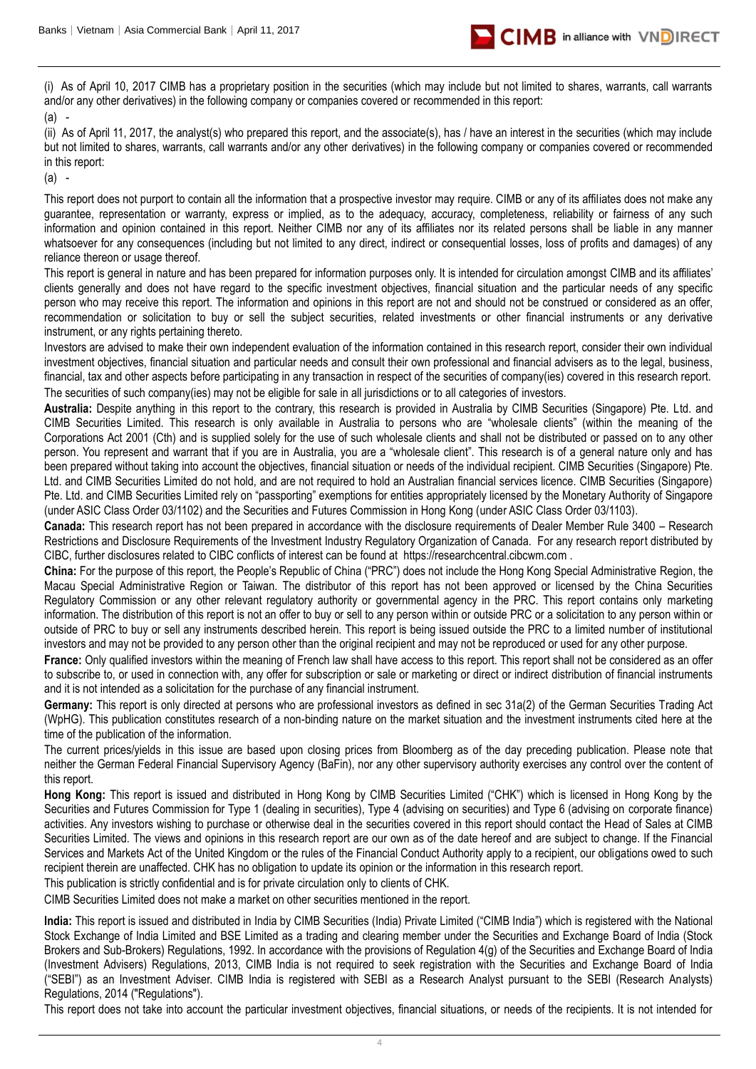(i) As of April 10, 2017 CIMB has a proprietary position in the securities (which may include but not limited to shares, warrants, call warrants and/or any other derivatives) in the following company or companies covered or recommended in this report:

(a) -

(ii) As of April 11, 2017, the analyst(s) who prepared this report, and the associate(s), has / have an interest in the securities (which may include but not limited to shares, warrants, call warrants and/or any other derivatives) in the following company or companies covered or recommended in this report:

(a) -

This report does not purport to contain all the information that a prospective investor may require. CIMB or any of its affiliates does not make any guarantee, representation or warranty, express or implied, as to the adequacy, accuracy, completeness, reliability or fairness of any such information and opinion contained in this report. Neither CIMB nor any of its affiliates nor its related persons shall be liable in any manner whatsoever for any consequences (including but not limited to any direct, indirect or consequential losses, loss of profits and damages) of any reliance thereon or usage thereof.

This report is general in nature and has been prepared for information purposes only. It is intended for circulation amongst CIMB and its affiliates' clients generally and does not have regard to the specific investment objectives, financial situation and the particular needs of any specific person who may receive this report. The information and opinions in this report are not and should not be construed or considered as an offer, recommendation or solicitation to buy or sell the subject securities, related investments or other financial instruments or any derivative instrument, or any rights pertaining thereto.

Investors are advised to make their own independent evaluation of the information contained in this research report, consider their own individual investment objectives, financial situation and particular needs and consult their own professional and financial advisers as to the legal, business, financial, tax and other aspects before participating in any transaction in respect of the securities of company(ies) covered in this research report.

The securities of such company(ies) may not be eligible for sale in all jurisdictions or to all categories of investors.

**Australia:** Despite anything in this report to the contrary, this research is provided in Australia by CIMB Securities (Singapore) Pte. Ltd. and CIMB Securities Limited. This research is only available in Australia to persons who are "wholesale clients" (within the meaning of the Corporations Act 2001 (Cth) and is supplied solely for the use of such wholesale clients and shall not be distributed or passed on to any other person. You represent and warrant that if you are in Australia, you are a "wholesale client". This research is of a general nature only and has been prepared without taking into account the objectives, financial situation or needs of the individual recipient. CIMB Securities (Singapore) Pte. Ltd. and CIMB Securities Limited do not hold, and are not required to hold an Australian financial services licence. CIMB Securities (Singapore) Pte. Ltd. and CIMB Securities Limited rely on "passporting" exemptions for entities appropriately licensed by the Monetary Authority of Singapore (under ASIC Class Order 03/1102) and the Securities and Futures Commission in Hong Kong (under ASIC Class Order 03/1103).

**Canada:** This research report has not been prepared in accordance with the disclosure requirements of Dealer Member Rule 3400 – Research Restrictions and Disclosure Requirements of the Investment Industry Regulatory Organization of Canada. For any research report distributed by CIBC, further disclosures related to CIBC conflicts of interest can be found at https://researchcentral.cibcwm.com .

**China:** For the purpose of this report, the People's Republic of China ("PRC") does not include the Hong Kong Special Administrative Region, the Macau Special Administrative Region or Taiwan. The distributor of this report has not been approved or licensed by the China Securities Regulatory Commission or any other relevant regulatory authority or governmental agency in the PRC. This report contains only marketing information. The distribution of this report is not an offer to buy or sell to any person within or outside PRC or a solicitation to any person within or outside of PRC to buy or sell any instruments described herein. This report is being issued outside the PRC to a limited number of institutional investors and may not be provided to any person other than the original recipient and may not be reproduced or used for any other purpose.

**France:** Only qualified investors within the meaning of French law shall have access to this report. This report shall not be considered as an offer to subscribe to, or used in connection with, any offer for subscription or sale or marketing or direct or indirect distribution of financial instruments and it is not intended as a solicitation for the purchase of any financial instrument.

**Germany:** This report is only directed at persons who are professional investors as defined in sec 31a(2) of the German Securities Trading Act (WpHG). This publication constitutes research of a non-binding nature on the market situation and the investment instruments cited here at the time of the publication of the information.

The current prices/yields in this issue are based upon closing prices from Bloomberg as of the day preceding publication. Please note that neither the German Federal Financial Supervisory Agency (BaFin), nor any other supervisory authority exercises any control over the content of this report.

**Hong Kong:** This report is issued and distributed in Hong Kong by CIMB Securities Limited ("CHK") which is licensed in Hong Kong by the Securities and Futures Commission for Type 1 (dealing in securities), Type 4 (advising on securities) and Type 6 (advising on corporate finance) activities. Any investors wishing to purchase or otherwise deal in the securities covered in this report should contact the Head of Sales at CIMB Securities Limited. The views and opinions in this research report are our own as of the date hereof and are subject to change. If the Financial Services and Markets Act of the United Kingdom or the rules of the Financial Conduct Authority apply to a recipient, our obligations owed to such recipient therein are unaffected. CHK has no obligation to update its opinion or the information in this research report.

This publication is strictly confidential and is for private circulation only to clients of CHK.

CIMB Securities Limited does not make a market on other securities mentioned in the report.

**India:** This report is issued and distributed in India by CIMB Securities (India) Private Limited ("CIMB India") which is registered with the National Stock Exchange of India Limited and BSE Limited as a trading and clearing member under the Securities and Exchange Board of India (Stock Brokers and Sub-Brokers) Regulations, 1992. In accordance with the provisions of Regulation 4(g) of the Securities and Exchange Board of India (Investment Advisers) Regulations, 2013, CIMB India is not required to seek registration with the Securities and Exchange Board of India ("SEBI") as an Investment Adviser. CIMB India is registered with SEBI as a Research Analyst pursuant to the SEBI (Research Analysts) Regulations, 2014 ("Regulations").

This report does not take into account the particular investment objectives, financial situations, or needs of the recipients. It is not intended for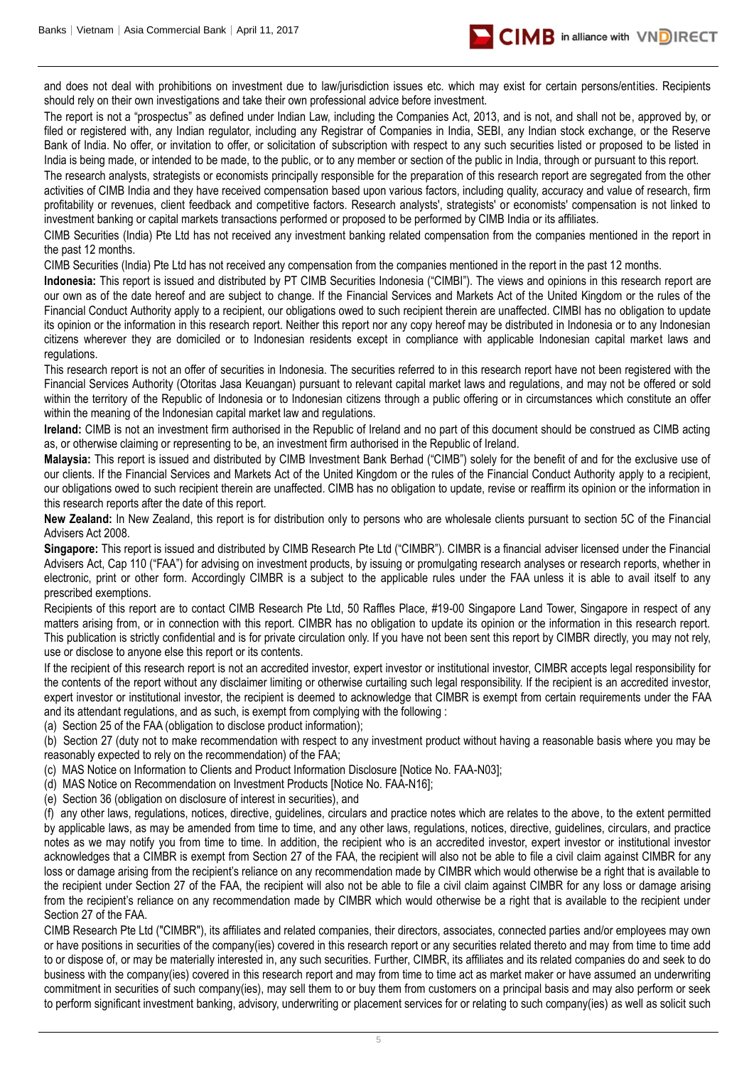and does not deal with prohibitions on investment due to law/jurisdiction issues etc. which may exist for certain persons/entities. Recipients should rely on their own investigations and take their own professional advice before investment.

The report is not a "prospectus" as defined under Indian Law, including the Companies Act, 2013, and is not, and shall not be, approved by, or filed or registered with, any Indian regulator, including any Registrar of Companies in India, SEBI, any Indian stock exchange, or the Reserve Bank of India. No offer, or invitation to offer, or solicitation of subscription with respect to any such securities listed or proposed to be listed in India is being made, or intended to be made, to the public, or to any member or section of the public in India, through or pursuant to this report.

The research analysts, strategists or economists principally responsible for the preparation of this research report are segregated from the other activities of CIMB India and they have received compensation based upon various factors, including quality, accuracy and value of research, firm profitability or revenues, client feedback and competitive factors. Research analysts', strategists' or economists' compensation is not linked to investment banking or capital markets transactions performed or proposed to be performed by CIMB India or its affiliates.

CIMB Securities (India) Pte Ltd has not received any investment banking related compensation from the companies mentioned in the report in the past 12 months.

CIMB Securities (India) Pte Ltd has not received any compensation from the companies mentioned in the report in the past 12 months.

**Indonesia:** This report is issued and distributed by PT CIMB Securities Indonesia ("CIMBI"). The views and opinions in this research report are our own as of the date hereof and are subject to change. If the Financial Services and Markets Act of the United Kingdom or the rules of the Financial Conduct Authority apply to a recipient, our obligations owed to such recipient therein are unaffected. CIMBI has no obligation to update its opinion or the information in this research report. Neither this report nor any copy hereof may be distributed in Indonesia or to any Indonesian citizens wherever they are domiciled or to Indonesian residents except in compliance with applicable Indonesian capital market laws and regulations.

This research report is not an offer of securities in Indonesia. The securities referred to in this research report have not been registered with the Financial Services Authority (Otoritas Jasa Keuangan) pursuant to relevant capital market laws and regulations, and may not be offered or sold within the territory of the Republic of Indonesia or to Indonesian citizens through a public offering or in circumstances which constitute an offer within the meaning of the Indonesian capital market law and regulations.

**Ireland:** CIMB is not an investment firm authorised in the Republic of Ireland and no part of this document should be construed as CIMB acting as, or otherwise claiming or representing to be, an investment firm authorised in the Republic of Ireland.

**Malaysia:** This report is issued and distributed by CIMB Investment Bank Berhad ("CIMB") solely for the benefit of and for the exclusive use of our clients. If the Financial Services and Markets Act of the United Kingdom or the rules of the Financial Conduct Authority apply to a recipient, our obligations owed to such recipient therein are unaffected. CIMB has no obligation to update, revise or reaffirm its opinion or the information in this research reports after the date of this report.

**New Zealand:** In New Zealand, this report is for distribution only to persons who are wholesale clients pursuant to section 5C of the Financial Advisers Act 2008.

**Singapore:** This report is issued and distributed by CIMB Research Pte Ltd ("CIMBR"). CIMBR is a financial adviser licensed under the Financial Advisers Act, Cap 110 ("FAA") for advising on investment products, by issuing or promulgating research analyses or research reports, whether in electronic, print or other form. Accordingly CIMBR is a subject to the applicable rules under the FAA unless it is able to avail itself to any prescribed exemptions.

Recipients of this report are to contact CIMB Research Pte Ltd, 50 Raffles Place, #19-00 Singapore Land Tower, Singapore in respect of any matters arising from, or in connection with this report. CIMBR has no obligation to update its opinion or the information in this research report. This publication is strictly confidential and is for private circulation only. If you have not been sent this report by CIMBR directly, you may not rely, use or disclose to anyone else this report or its contents.

If the recipient of this research report is not an accredited investor, expert investor or institutional investor, CIMBR accepts legal responsibility for the contents of the report without any disclaimer limiting or otherwise curtailing such legal responsibility. If the recipient is an accredited investor, expert investor or institutional investor, the recipient is deemed to acknowledge that CIMBR is exempt from certain requirements under the FAA and its attendant regulations, and as such, is exempt from complying with the following :

(a) Section 25 of the FAA (obligation to disclose product information);

(b) Section 27 (duty not to make recommendation with respect to any investment product without having a reasonable basis where you may be reasonably expected to rely on the recommendation) of the FAA;

(c) MAS Notice on Information to Clients and Product Information Disclosure [Notice No. FAA-N03];

(d) MAS Notice on Recommendation on Investment Products [Notice No. FAA-N16];

(e) Section 36 (obligation on disclosure of interest in securities), and

(f) any other laws, regulations, notices, directive, guidelines, circulars and practice notes which are relates to the above, to the extent permitted by applicable laws, as may be amended from time to time, and any other laws, regulations, notices, directive, guidelines, circulars, and practice notes as we may notify you from time to time. In addition, the recipient who is an accredited investor, expert investor or institutional investor acknowledges that a CIMBR is exempt from Section 27 of the FAA, the recipient will also not be able to file a civil claim against CIMBR for any loss or damage arising from the recipient's reliance on any recommendation made by CIMBR which would otherwise be a right that is available to the recipient under Section 27 of the FAA, the recipient will also not be able to file a civil claim against CIMBR for any loss or damage arising from the recipient's reliance on any recommendation made by CIMBR which would otherwise be a right that is available to the recipient under Section 27 of the FAA.

CIMB Research Pte Ltd ("CIMBR"), its affiliates and related companies, their directors, associates, connected parties and/or employees may own or have positions in securities of the company(ies) covered in this research report or any securities related thereto and may from time to time add to or dispose of, or may be materially interested in, any such securities. Further, CIMBR, its affiliates and its related companies do and seek to do business with the company(ies) covered in this research report and may from time to time act as market maker or have assumed an underwriting commitment in securities of such company(ies), may sell them to or buy them from customers on a principal basis and may also perform or seek to perform significant investment banking, advisory, underwriting or placement services for or relating to such company(ies) as well as solicit such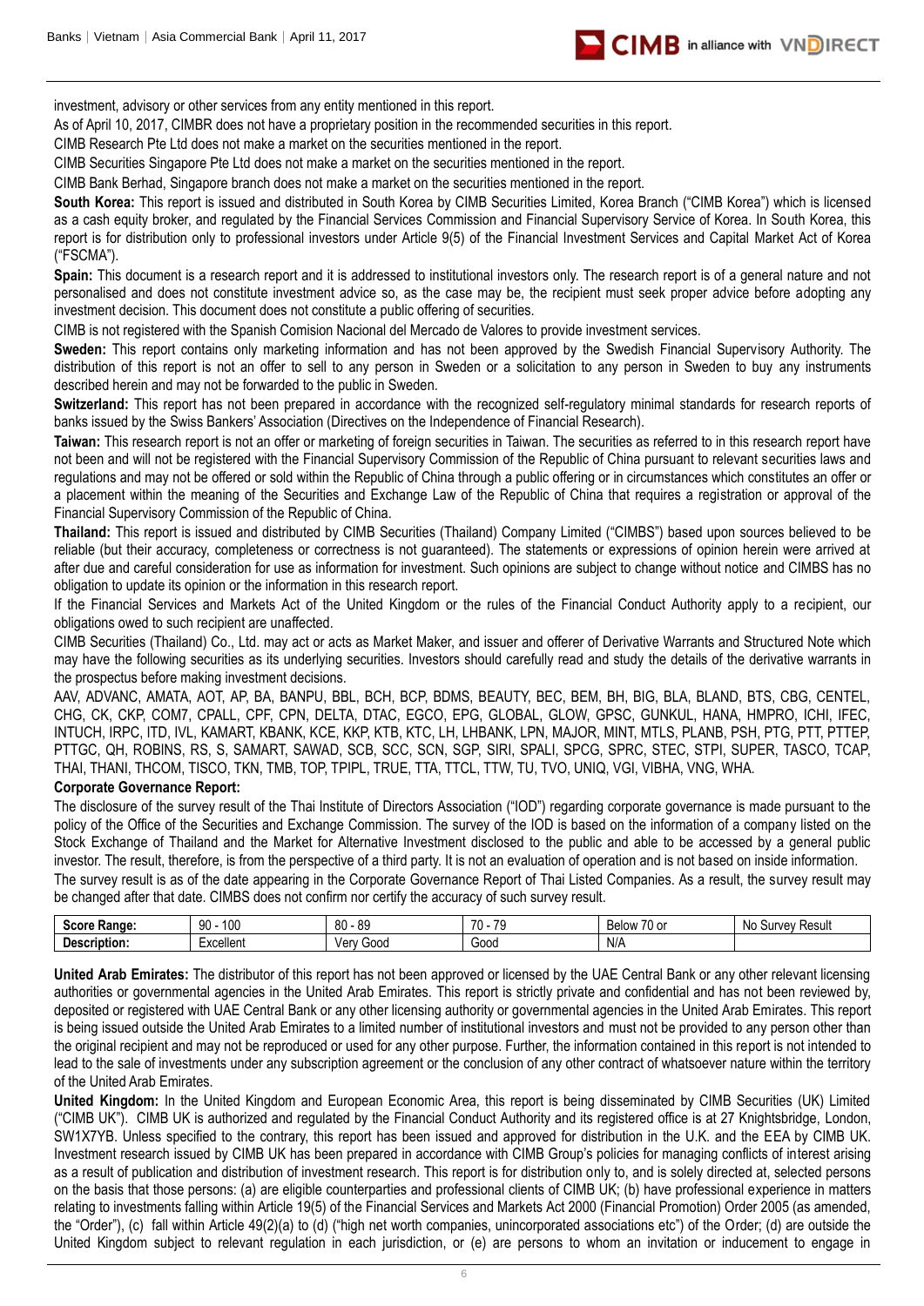investment, advisory or other services from any entity mentioned in this report.

As of April 10, 2017, CIMBR does not have a proprietary position in the recommended securities in this report.

CIMB Research Pte Ltd does not make a market on the securities mentioned in the report.

CIMB Securities Singapore Pte Ltd does not make a market on the securities mentioned in the report.

CIMB Bank Berhad, Singapore branch does not make a market on the securities mentioned in the report.

**South Korea:** This report is issued and distributed in South Korea by CIMB Securities Limited, Korea Branch ("CIMB Korea") which is licensed as a cash equity broker, and regulated by the Financial Services Commission and Financial Supervisory Service of Korea. In South Korea, this report is for distribution only to professional investors under Article 9(5) of the Financial Investment Services and Capital Market Act of Korea ("FSCMA").

**Spain:** This document is a research report and it is addressed to institutional investors only. The research report is of a general nature and not personalised and does not constitute investment advice so, as the case may be, the recipient must seek proper advice before adopting any investment decision. This document does not constitute a public offering of securities.

CIMB is not registered with the Spanish Comision Nacional del Mercado de Valores to provide investment services.

**Sweden:** This report contains only marketing information and has not been approved by the Swedish Financial Supervisory Authority. The distribution of this report is not an offer to sell to any person in Sweden or a solicitation to any person in Sweden to buy any instruments described herein and may not be forwarded to the public in Sweden.

**Switzerland:** This report has not been prepared in accordance with the recognized self-regulatory minimal standards for research reports of banks issued by the Swiss Bankers' Association (Directives on the Independence of Financial Research).

**Taiwan:** This research report is not an offer or marketing of foreign securities in Taiwan. The securities as referred to in this research report have not been and will not be registered with the Financial Supervisory Commission of the Republic of China pursuant to relevant securities laws and regulations and may not be offered or sold within the Republic of China through a public offering or in circumstances which constitutes an offer or a placement within the meaning of the Securities and Exchange Law of the Republic of China that requires a registration or approval of the Financial Supervisory Commission of the Republic of China.

**Thailand:** This report is issued and distributed by CIMB Securities (Thailand) Company Limited ("CIMBS") based upon sources believed to be reliable (but their accuracy, completeness or correctness is not guaranteed). The statements or expressions of opinion herein were arrived at after due and careful consideration for use as information for investment. Such opinions are subject to change without notice and CIMBS has no obligation to update its opinion or the information in this research report.

If the Financial Services and Markets Act of the United Kingdom or the rules of the Financial Conduct Authority apply to a recipient, our obligations owed to such recipient are unaffected.

CIMB Securities (Thailand) Co., Ltd. may act or acts as Market Maker, and issuer and offerer of Derivative Warrants and Structured Note which may have the following securities as its underlying securities. Investors should carefully read and study the details of the derivative warrants in the prospectus before making investment decisions.

AAV, ADVANC, AMATA, AOT, AP, BA, BANPU, BBL, BCH, BCP, BDMS, BEAUTY, BEC, BEM, BH, BIG, BLA, BLAND, BTS, CBG, CENTEL, CHG, CK, CKP, COM7, CPALL, CPF, CPN, DELTA, DTAC, EGCO, EPG, GLOBAL, GLOW, GPSC, GUNKUL, HANA, HMPRO, ICHI, IFEC, INTUCH, IRPC, ITD, IVL, KAMART, KBANK, KCE, KKP, KTB, KTC, LH, LHBANK, LPN, MAJOR, MINT, MTLS, PLANB, PSH, PTG, PTT, PTTEP, PTTGC, QH, ROBINS, RS, S, SAMART, SAWAD, SCB, SCC, SCN, SGP, SIRI, SPALI, SPCG, SPRC, STEC, STPI, SUPER, TASCO, TCAP, THAI, THANI, THCOM, TISCO, TKN, TMB, TOP, TPIPL, TRUE, TTA, TTCL, TTW, TU, TVO, UNIQ, VGI, VIBHA, VNG, WHA.

**Corporate Governance Report:**

The disclosure of the survey result of the Thai Institute of Directors Association ("IOD") regarding corporate governance is made pursuant to the policy of the Office of the Securities and Exchange Commission. The survey of the IOD is based on the information of a company listed on the Stock Exchange of Thailand and the Market for Alternative Investment disclosed to the public and able to be accessed by a general public investor. The result, therefore, is from the perspective of a third party. It is not an evaluation of operation and is not based on inside information.

The survey result is as of the date appearing in the Corporate Governance Report of Thai Listed Companies. As a result, the survey result may be changed after that date. CIMBS does not confirm nor certify the accuracy of such survey result.

| Score Range: | 90 - 100 | 80 - 89 | 70 - 79 | Below 70 or | No Survey Result |
|---|---|---|---|---|---|
| Description: | Excellent | Very Good | Good | N/A | |

**United Arab Emirates:** The distributor of this report has not been approved or licensed by the UAE Central Bank or any other relevant licensing authorities or governmental agencies in the United Arab Emirates. This report is strictly private and confidential and has not been reviewed by, deposited or registered with UAE Central Bank or any other licensing authority or governmental agencies in the United Arab Emirates. This report is being issued outside the United Arab Emirates to a limited number of institutional investors and must not be provided to any person other than the original recipient and may not be reproduced or used for any other purpose. Further, the information contained in this report is not intended to lead to the sale of investments under any subscription agreement or the conclusion of any other contract of whatsoever nature within the territory of the United Arab Emirates.

**United Kingdom:** In the United Kingdom and European Economic Area, this report is being disseminated by CIMB Securities (UK) Limited ("CIMB UK"). CIMB UK is authorized and regulated by the Financial Conduct Authority and its registered office is at 27 Knightsbridge, London, SW1X7YB. Unless specified to the contrary, this report has been issued and approved for distribution in the U.K. and the EEA by CIMB UK. Investment research issued by CIMB UK has been prepared in accordance with CIMB Group's policies for managing conflicts of interest arising as a result of publication and distribution of investment research. This report is for distribution only to, and is solely directed at, selected persons on the basis that those persons: (a) are eligible counterparties and professional clients of CIMB UK; (b) have professional experience in matters relating to investments falling within Article 19(5) of the Financial Services and Markets Act 2000 (Financial Promotion) Order 2005 (as amended, the "Order"), (c) fall within Article 49(2)(a) to (d) ("high net worth companies, unincorporated associations etc") of the Order; (d) are outside the United Kingdom subject to relevant regulation in each jurisdiction, or (e) are persons to whom an invitation or inducement to engage in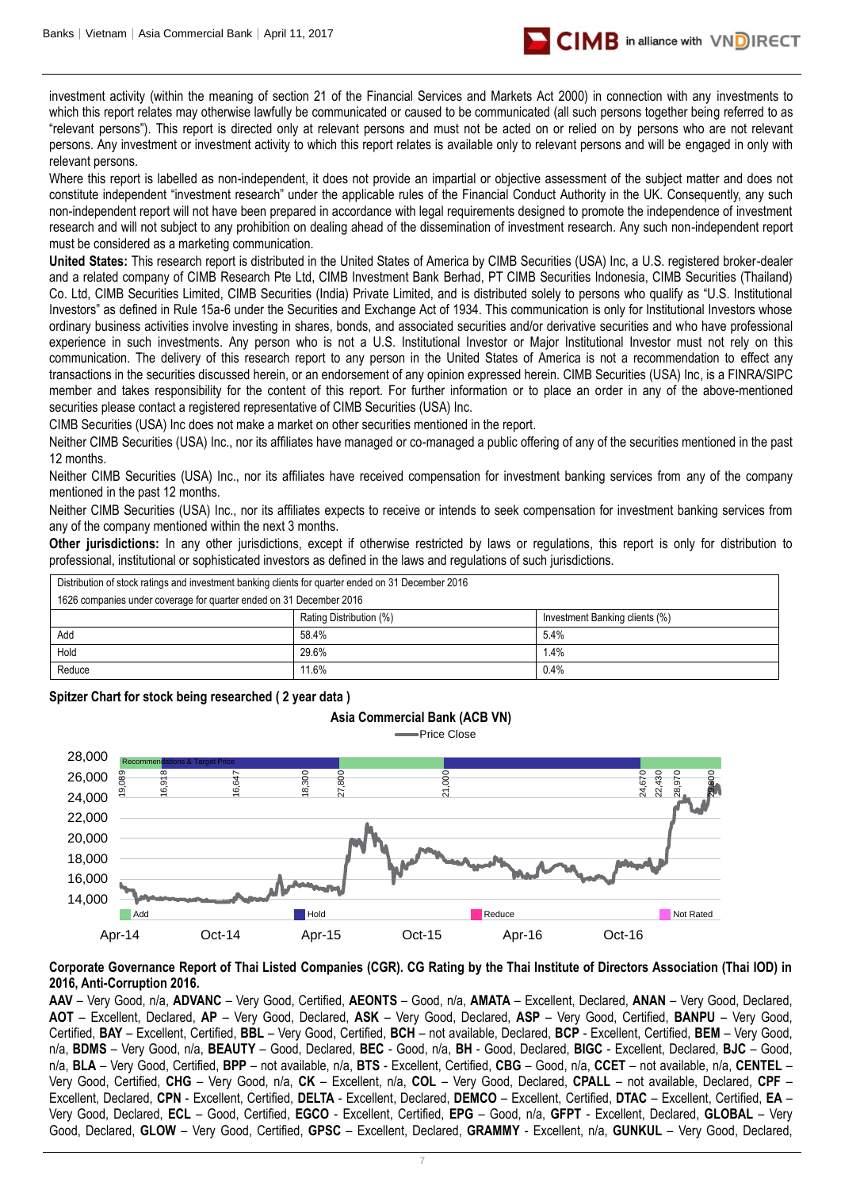investment activity (within the meaning of section 21 of the Financial Services and Markets Act 2000) in connection with any investments to which this report relates may otherwise lawfully be communicated or caused to be communicated (all such persons together being referred to as "relevant persons"). This report is directed only at relevant persons and must not be acted on or relied on by persons who are not relevant persons. Any investment or investment activity to which this report relates is available only to relevant persons and will be engaged in only with relevant persons.

Where this report is labelled as non-independent, it does not provide an impartial or objective assessment of the subject matter and does not constitute independent "investment research" under the applicable rules of the Financial Conduct Authority in the UK. Consequently, any such non-independent report will not have been prepared in accordance with legal requirements designed to promote the independence of investment research and will not subject to any prohibition on dealing ahead of the dissemination of investment research. Any such non-independent report must be considered as a marketing communication.

**United States:** This research report is distributed in the United States of America by CIMB Securities (USA) Inc, a U.S. registered broker-dealer and a related company of CIMB Research Pte Ltd, CIMB Investment Bank Berhad, PT CIMB Securities Indonesia, CIMB Securities (Thailand) Co. Ltd, CIMB Securities Limited, CIMB Securities (India) Private Limited, and is distributed solely to persons who qualify as "U.S. Institutional Investors" as defined in Rule 15a-6 under the Securities and Exchange Act of 1934. This communication is only for Institutional Investors whose ordinary business activities involve investing in shares, bonds, and associated securities and/or derivative securities and who have professional experience in such investments. Any person who is not a U.S. Institutional Investor or Major Institutional Investor must not rely on this communication. The delivery of this research report to any person in the United States of America is not a recommendation to effect any transactions in the securities discussed herein, or an endorsement of any opinion expressed herein. CIMB Securities (USA) Inc, is a FINRA/SIPC member and takes responsibility for the content of this report. For further information or to place an order in any of the above-mentioned securities please contact a registered representative of CIMB Securities (USA) Inc.

CIMB Securities (USA) Inc does not make a market on other securities mentioned in the report.

Neither CIMB Securities (USA) Inc., nor its affiliates have managed or co-managed a public offering of any of the securities mentioned in the past 12 months.

Neither CIMB Securities (USA) Inc., nor its affiliates have received compensation for investment banking services from any of the company mentioned in the past 12 months.

Neither CIMB Securities (USA) Inc., nor its affiliates expects to receive or intends to seek compensation for investment banking services from any of the company mentioned within the next 3 months.

**Other jurisdictions:** In any other jurisdictions, except if otherwise restricted by laws or regulations, this report is only for distribution to professional, institutional or sophisticated investors as defined in the laws and regulations of such jurisdictions.

| Distribution of stock ratings and investment banking clients for quarter ended on 31 December 2016 | | |
|---|---|---|
| 1626 companies under coverage for quarter ended on 31 December 2016 | | |
| | Rating Distribution (%) | Investment Banking clients (%) |
| Add | 58.4% | 5.4% |
| Hold | 29.6% | 1.4% |
| Reduce | 11.6% | 0.4% |

**Spitzer Chart for stock being researched ( 2 year data )**

**Asia Commercial Bank (ACB VN)**

**Corporate Governance Report of Thai Listed Companies (CGR). CG Rating by the Thai Institute of Directors Association (Thai IOD) in 2016, Anti-Corruption 2016.**

**AAV** – Very Good, n/a, **ADVANC** – Very Good, Certified, **AEONTS** – Good, n/a, **AMATA** – Excellent, Declared, **ANAN** – Very Good, Declared, **AOT** – Excellent, Declared, **AP** – Very Good, Declared, **ASK** – Very Good, Declared, **ASP** – Very Good, Certified, **BANPU** – Very Good, Certified, **BAY** – Excellent, Certified, **BBL** – Very Good, Certified, **BCH** – not available, Declared, **BCP** - Excellent, Certified, **BEM** – Very Good, n/a, **BDMS** – Very Good, n/a, **BEAUTY** – Good, Declared, **BEC** - Good, n/a, **BH** - Good, Declared, **BIGC** - Excellent, Declared, **BJC** – Good, n/a, **BLA** – Very Good, Certified, **BPP** – not available, n/a, **BTS** - Excellent, Certified, **CBG** – Good, n/a, **CCET** – not available, n/a, **CENTEL** – Very Good, Certified, **CHG** – Very Good, n/a, **CK** – Excellent, n/a, **COL** – Very Good, Declared, **CPALL** – not available, Declared, **CPF** – Excellent, Declared, **CPN** - Excellent, Certified, **DELTA** - Excellent, Declared, **DEMCO** – Excellent, Certified, **DTAC** – Excellent, Certified, **EA** – Very Good, Declared, **ECL** – Good, Certified, **EGCO** - Excellent, Certified, **EPG** – Good, n/a, **GFPT** - Excellent, Declared, **GLOBAL** – Very Good, Declared, **GLOW** – Very Good, Certified, **GPSC** – Excellent, Declared, **GRAMMY** - Excellent, n/a, **GUNKUL** – Very Good, Declared,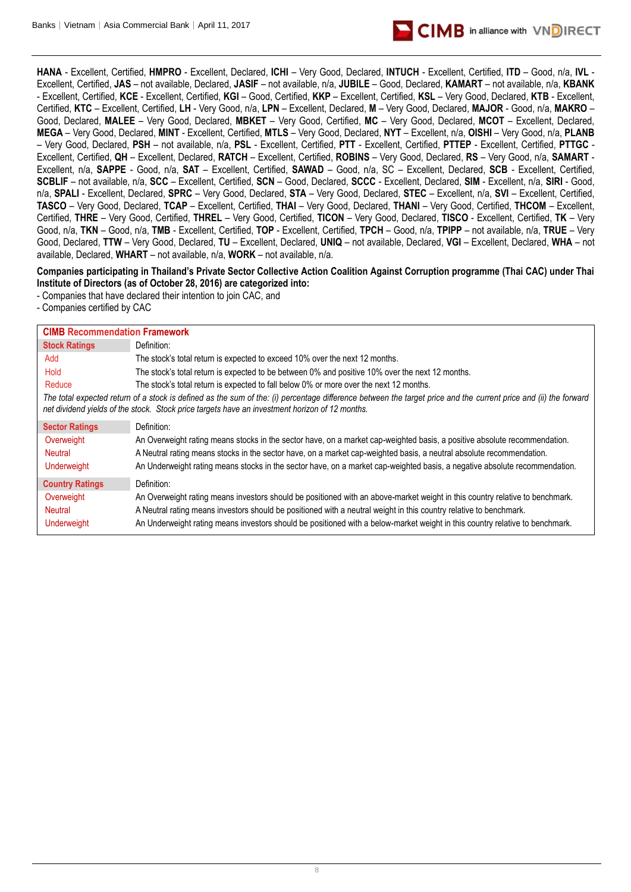**HANA** - Excellent, Certified, **HMPRO** - Excellent, Declared, **ICHI** – Very Good, Declared, **INTUCH** - Excellent, Certified, **ITD** – Good, n/a, **IVL** - Excellent, Certified, **JAS** – not available, Declared, **JASIF** – not available, n/a, **JUBILE** – Good, Declared, **KAMART** – not available, n/a, **KBANK** - Excellent, Certified, **KCE** - Excellent, Certified, **KGI** – Good, Certified, **KKP** – Excellent, Certified, **KSL** – Very Good, Declared, **KTB** - Excellent, Certified, **KTC** – Excellent, Certified, **LH** - Very Good, n/a, **LPN** – Excellent, Declared, **M** – Very Good, Declared, **MAJOR** - Good, n/a, **MAKRO** – Good, Declared, **MALEE** – Very Good, Declared, **MBKET** – Very Good, Certified, **MC** – Very Good, Declared, **MCOT** – Excellent, Declared, **MEGA** – Very Good, Declared, **MINT** - Excellent, Certified, **MTLS** – Very Good, Declared, **NYT** – Excellent, n/a, **OISHI** – Very Good, n/a, **PLANB** – Very Good, Declared, **PSH** – not available, n/a, **PSL** - Excellent, Certified, **PTT** - Excellent, Certified, **PTTEP** - Excellent, Certified, **PTTGC** - Excellent, Certified, **QH** – Excellent, Declared, **RATCH** – Excellent, Certified, **ROBINS** – Very Good, Declared, **RS** – Very Good, n/a, **SAMART** - Excellent, n/a, **SAPPE** - Good, n/a, **SAT** – Excellent, Certified, **SAWAD** – Good, n/a, SC – Excellent, Declared, **SCB** - Excellent, Certified, **SCBLIF** – not available, n/a, **SCC** – Excellent, Declared, **SCN** – Good, Declared, **SCCC** - Excellent, Declared, **SIM** - Excellent, n/a, **SIRI** - Good, n/a, **SPALI** - Excellent, Declared, **SPRC** – Very Good, Declared, **STA** – Very Good, Declared, **STEC** – Excellent, n/a, **SVI** – Excellent, Certified, **TASCO** – Very Good, Declared, **TCAP** – Excellent, Certified, **THAI** – Very Good, Declared, **THANI** – Very Good, Certified, **THCOM** – Excellent, Certified, **THRE** – Very Good, Certified, **THREL** – Very Good, Certified, **TICON** – Very Good, Declared, **TISCO** - Excellent, Certified, **TK** – Very Good, n/a, **TKN** – Good, n/a, **TMB** - Excellent, Certified, **TOP** - Excellent, Certified, **TPCH** – Good, n/a, **TPIPP** – not available, n/a, **TRUE** – Very Good, Declared, **TTW** – Very Good, Declared, **TU** – Excellent, Declared, **UNIQ** – not available, Declared, **VGI** – Excellent, Declared, **WHA** – not available, Declared, **WHART** – not available, n/a, **WORK** – not available, n/a.

**Companies participating in Thailand's Private Sector Collective Action Coalition Against Corruption programme (Thai CAC) under Thai Institute of Directors (as of October 28, 2016) are categorized into:**

- Companies that have declared their intention to join CAC, and
- Companies certified by CAC

**CIMB Recommendation Framework**

| Stock Ratings | Definition: |
|---|---|
| Add | The stock's total return is expected to exceed 10% over the next 12 months. |
| Hold | The stock's total return is expected to be between 0% and positive 10% over the next 12 months. |
| Reduce | The stock's total return is expected to fall below 0% or more over the next 12 months. |

*The total expected return of a stock is defined as the sum of the: (i) percentage difference between the target price and the current price and (ii) the forward net dividend yields of the stock. Stock price targets have an investment horizon of 12 months.*

| Sector Ratings | Definition: |
|---|---|
| Overweight | An Overweight rating means stocks in the sector have, on a market cap-weighted basis, a positive absolute recommendation. |
| Neutral | A Neutral rating means stocks in the sector have, on a market cap-weighted basis, a neutral absolute recommendation. |
| Underweight | An Underweight rating means stocks in the sector have, on a market cap-weighted basis, a negative absolute recommendation. |

| Country Ratings | Definition: |
|---|---|
| Overweight | An Overweight rating means investors should be positioned with an above-market weight in this country relative to benchmark. |
| Neutral | A Neutral rating means investors should be positioned with a neutral weight in this country relative to benchmark. |
| Underweight | An Underweight rating means investors should be positioned with a below-market weight in this country relative to benchmark. |